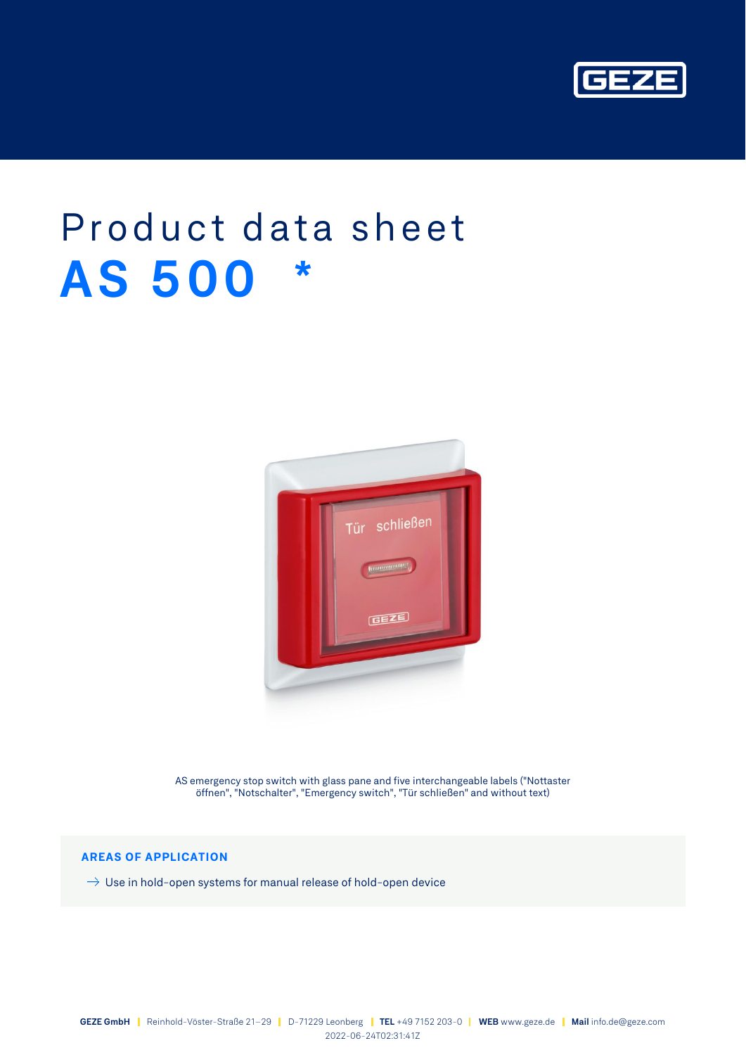# Product data sheet

## AS 500 *

AS emergency stop switch with glass pane and five interchangeable labels ("Nottaster öffnen", "Notschalter", "Emergency switch", "Tür schließen" and without text)

### AREAS OF APPLICATION

→ Use in hold-open systems for manual release of hold-open device

**GEZE GmbH** | Reinhold-Vöster-Straße 21–29 | D-71229 Leonberg | **TEL** +49 7152 203-0 | **WEB** www.geze.de | **Mail** info.de@geze.com
2022-06-24T02:31:41Z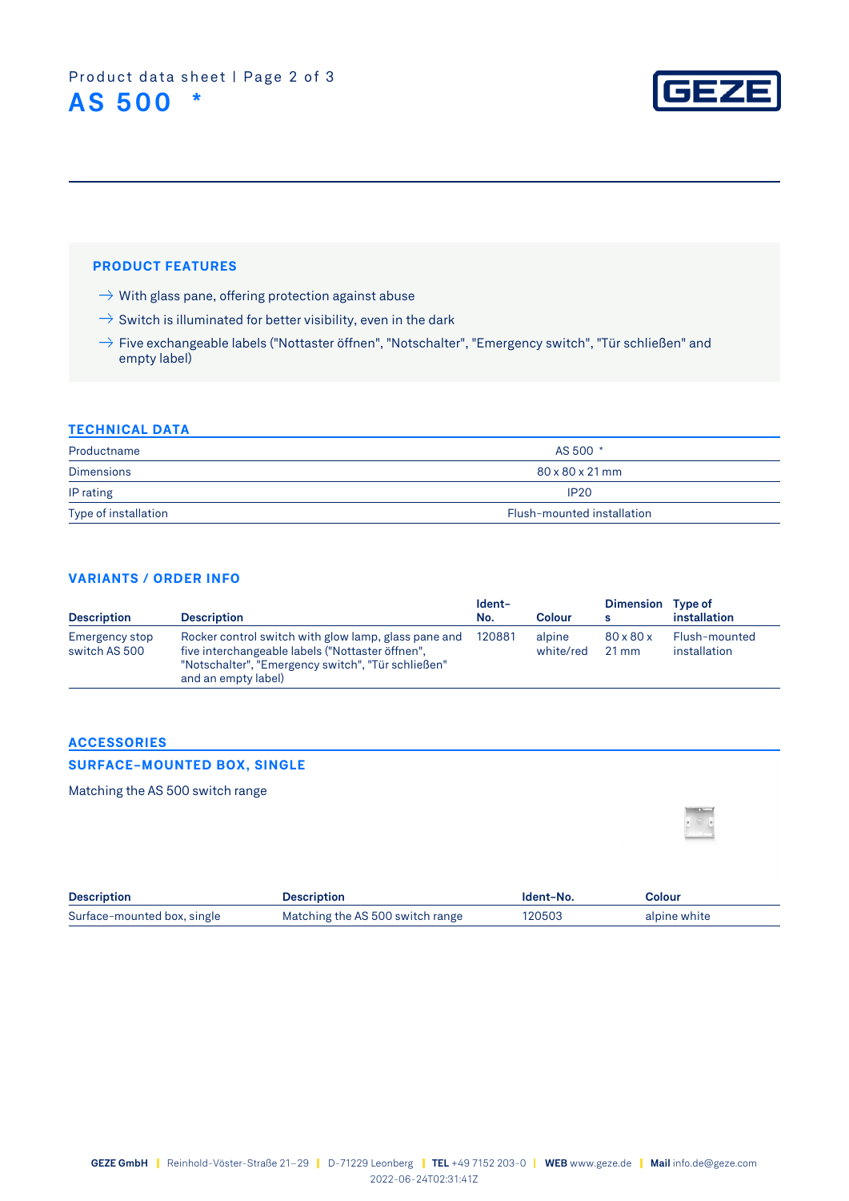# AS 500 *

## PRODUCT FEATURES

- → With glass pane, offering protection against abuse
- → Switch is illuminated for better visibility, even in the dark
- → Five exchangeable labels ("Nottaster öffnen", "Notschalter", "Emergency switch", "Tür schließen" and empty label)

## TECHNICAL DATA

| | |
|---|---|
| Productname | AS 500 * |
| Dimensions | 80 x 80 x 21 mm |
| IP rating | IP20 |
| Type of installation | Flush-mounted installation |

## VARIANTS / ORDER INFO

| Description | Description | Ident-No. | Colour | Dimensions | Type of installation |
|---|---|---|---|---|---|
| Emergency stop switch AS 500 | Rocker control switch with glow lamp, glass pane and five interchangeable labels ("Nottaster öffnen", "Notschalter", "Emergency switch", "Tür schließen" and an empty label) | 120881 | alpine white/red | 80 x 80 x 21 mm | Flush-mounted installation |

## ACCESSORIES

### SURFACE-MOUNTED BOX, SINGLE

Matching the AS 500 switch range

| Description | Description | Ident-No. | Colour |
|---|---|---|---|
| Surface-mounted box, single | Matching the AS 500 switch range | 120503 | alpine white |

**GEZE GmbH** | Reinhold-Vöster-Straße 21–29 | D-71229 Leonberg | **TEL** +49 7152 203-0 | **WEB** www.geze.de | **Mail** info.de@geze.com

2022-06-24T02:31:41Z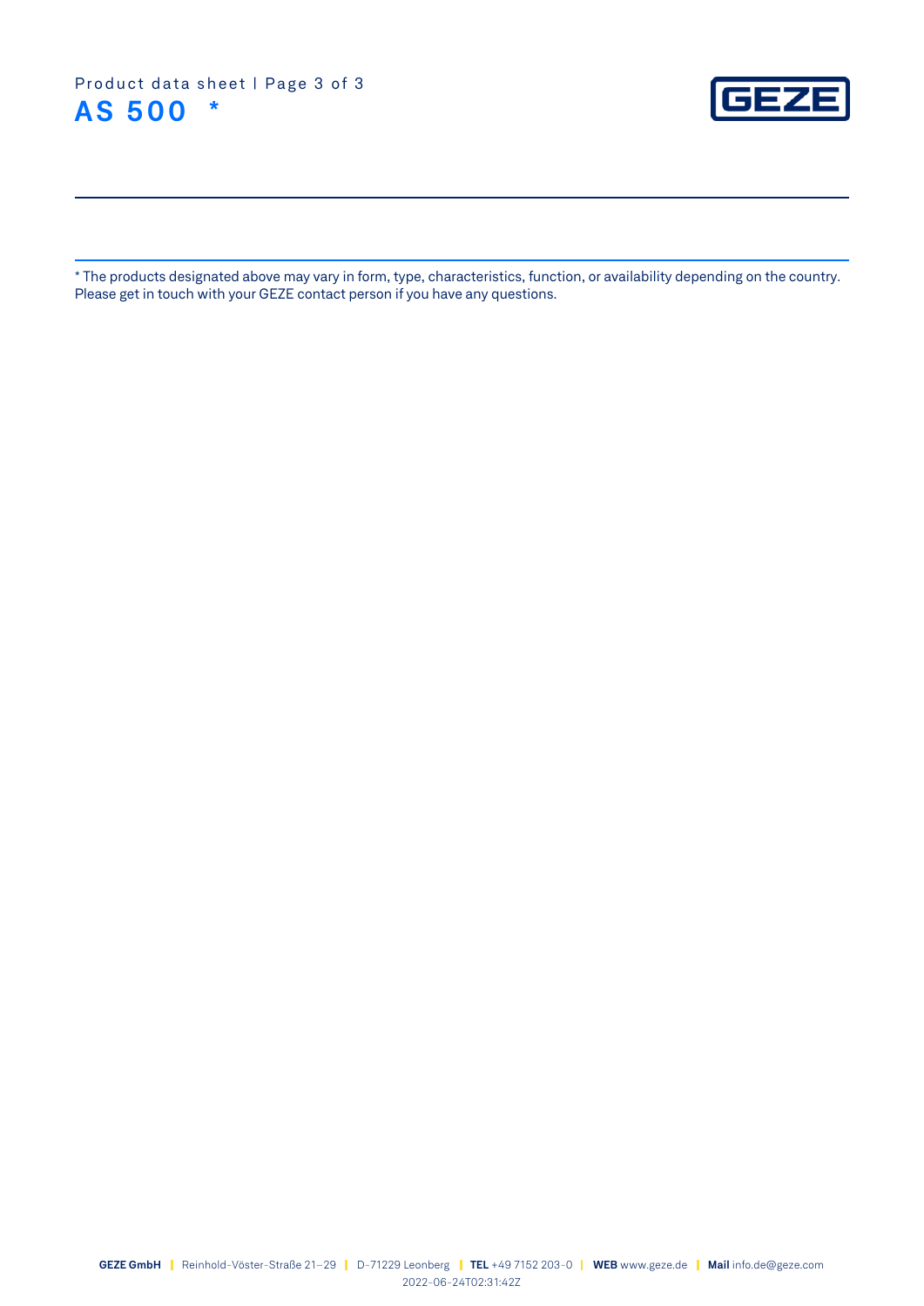* The products designated above may vary in form, type, characteristics, function, or availability depending on the country. Please get in touch with your GEZE contact person if you have any questions.